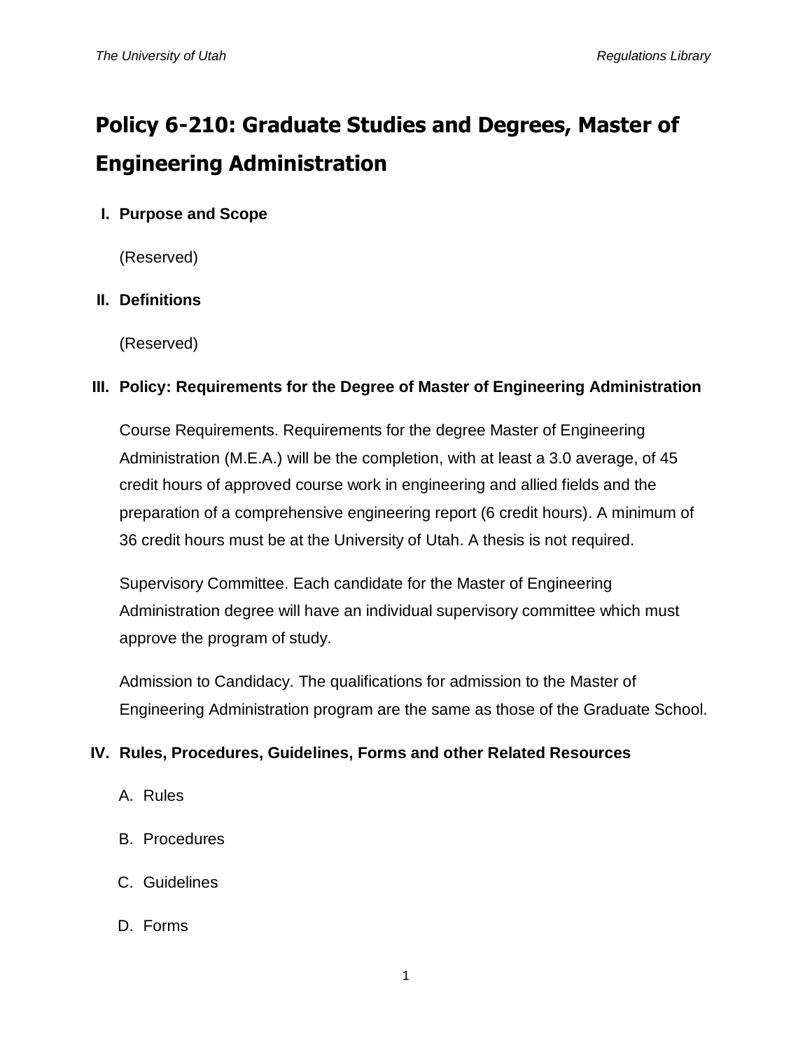# Policy 6-210: Graduate Studies and Degrees, Master of Engineering Administration

## I. Purpose and Scope

(Reserved)

## II. Definitions

(Reserved)

## III. Policy: Requirements for the Degree of Master of Engineering Administration

Course Requirements. Requirements for the degree Master of Engineering Administration (M.E.A.) will be the completion, with at least a 3.0 average, of 45 credit hours of approved course work in engineering and allied fields and the preparation of a comprehensive engineering report (6 credit hours). A minimum of 36 credit hours must be at the University of Utah. A thesis is not required.

Supervisory Committee. Each candidate for the Master of Engineering Administration degree will have an individual supervisory committee which must approve the program of study.

Admission to Candidacy. The qualifications for admission to the Master of Engineering Administration program are the same as those of the Graduate School.

## IV. Rules, Procedures, Guidelines, Forms and other Related Resources

A. Rules

B. Procedures

C. Guidelines

D. Forms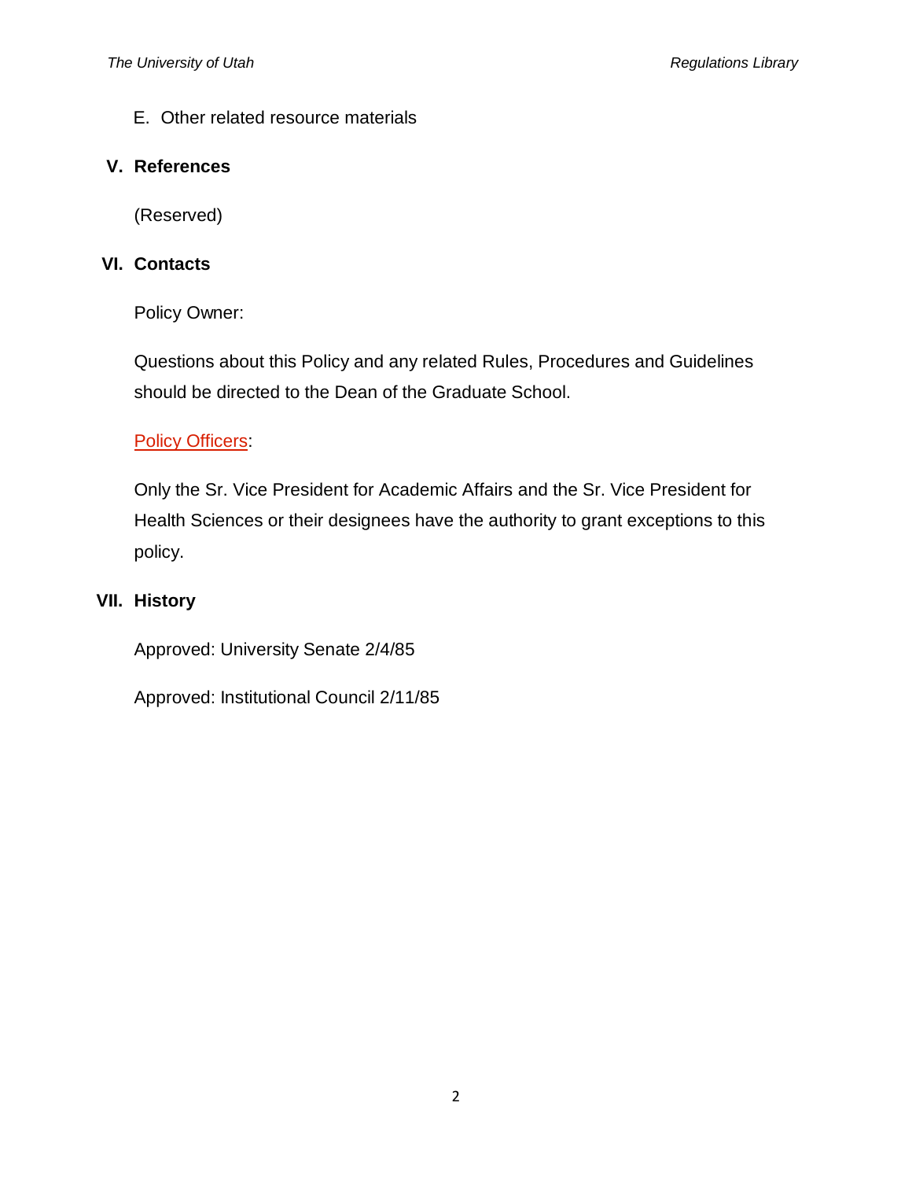E. Other related resource materials

## V. References

(Reserved)

## VI. Contacts

Policy Owner:

Questions about this Policy and any related Rules, Procedures and Guidelines should be directed to the Dean of the Graduate School.

Policy Officers:

Only the Sr. Vice President for Academic Affairs and the Sr. Vice President for Health Sciences or their designees have the authority to grant exceptions to this policy.

## VII. History

Approved: University Senate 2/4/85

Approved: Institutional Council 2/11/85